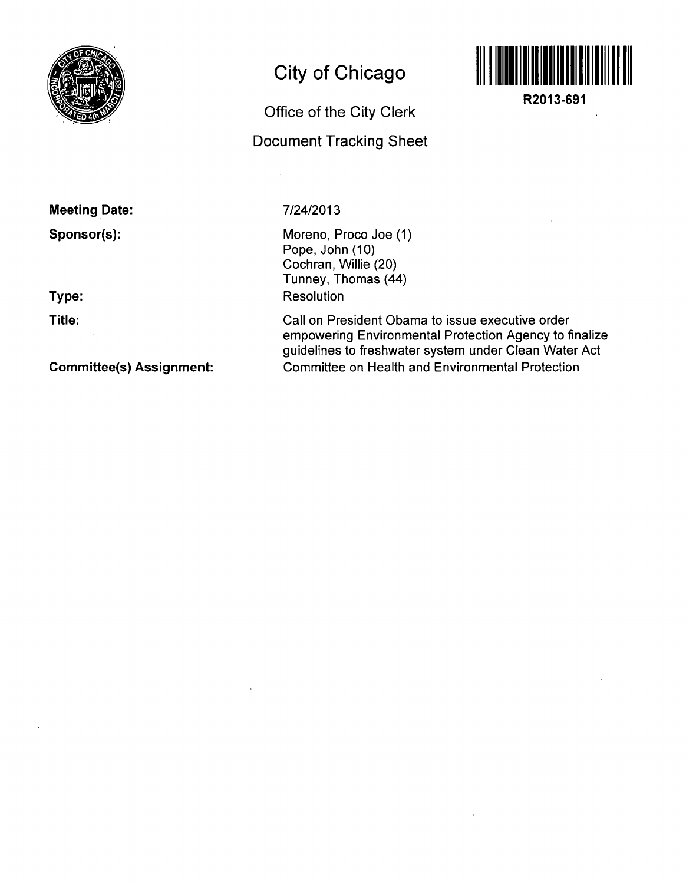# City of Chicago

## Office of the City Clerk

## Document Tracking Sheet

R2013-691

**Meeting Date:** 7/24/2013

**Sponsor(s):**
Moreno, Proco Joe (1)
Pope, John (10)
Cochran, Willie (20)
Tunney, Thomas (44)

**Type:** Resolution

**Title:** Call on President Obama to issue executive order empowering Environmental Protection Agency to finalize guidelines to freshwater system under Clean Water Act

**Committee(s) Assignment:** Committee on Health and Environmental Protection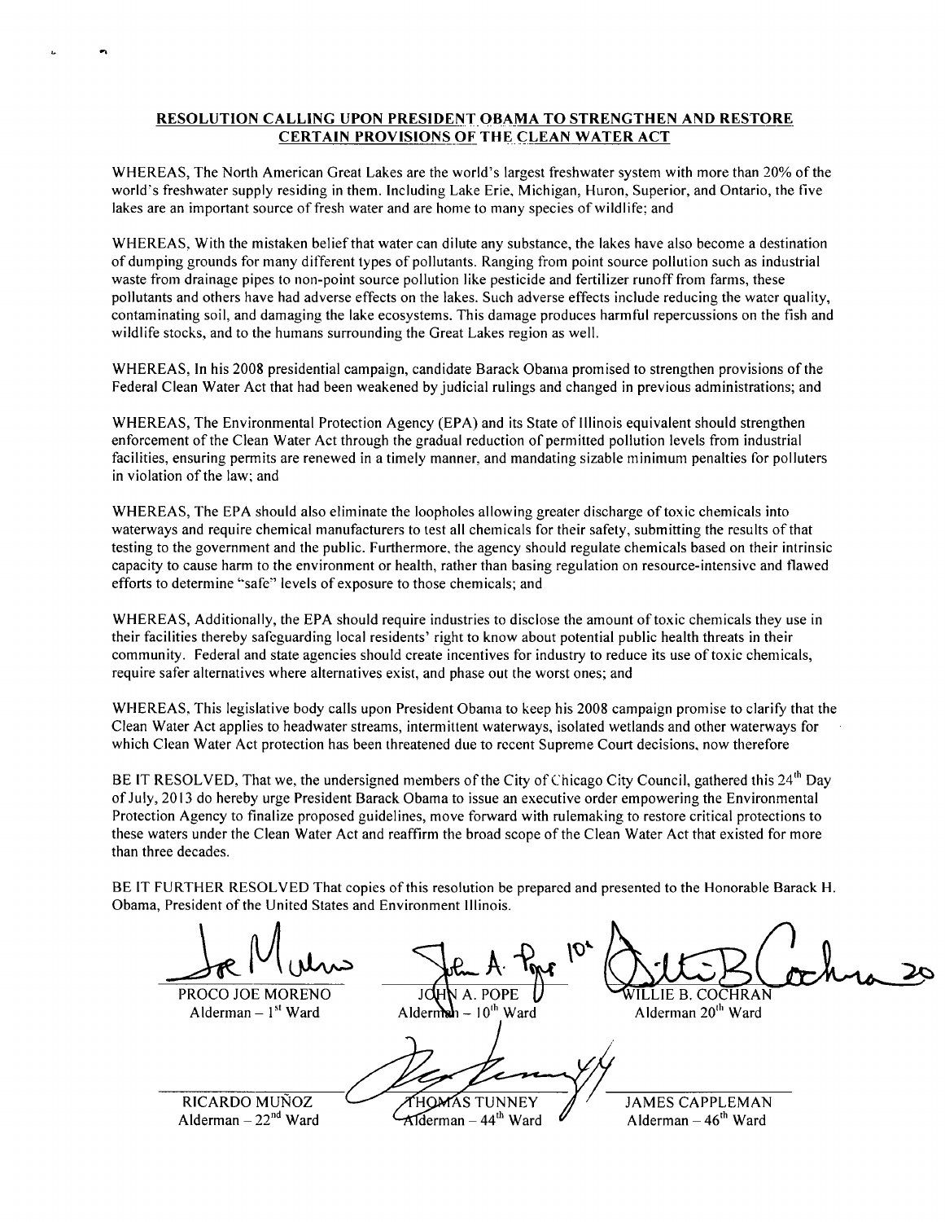**RESOLUTION CALLING UPON PRESIDENT OBAMA TO STRENGTHEN AND RESTORE CERTAIN PROVISIONS OF THE CLEAN WATER ACT**

WHEREAS, The North American Great Lakes are the world's largest freshwater system with more than 20% of the world's freshwater supply residing in them. Including Lake Erie, Michigan, Huron, Superior, and Ontario, the five lakes are an important source of fresh water and are home to many species of wildlife; and

WHEREAS, With the mistaken belief that water can dilute any substance, the lakes have also become a destination of dumping grounds for many different types of pollutants. Ranging from point source pollution such as industrial waste from drainage pipes to non-point source pollution like pesticide and fertilizer runoff from farms, these pollutants and others have had adverse effects on the lakes. Such adverse effects include reducing the water quality, contaminating soil, and damaging the lake ecosystems. This damage produces harmful repercussions on the fish and wildlife stocks, and to the humans surrounding the Great Lakes region as well.

WHEREAS, In his 2008 presidential campaign, candidate Barack Obama promised to strengthen provisions of the Federal Clean Water Act that had been weakened by judicial rulings and changed in previous administrations; and

WHEREAS, The Environmental Protection Agency (EPA) and its State of Illinois equivalent should strengthen enforcement of the Clean Water Act through the gradual reduction of permitted pollution levels from industrial facilities, ensuring permits are renewed in a timely manner, and mandating sizable minimum penalties for polluters in violation of the law; and

WHEREAS, The EPA should also eliminate the loopholes allowing greater discharge of toxic chemicals into waterways and require chemical manufacturers to test all chemicals for their safety, submitting the results of that testing to the government and the public. Furthermore, the agency should regulate chemicals based on their intrinsic capacity to cause harm to the environment or health, rather than basing regulation on resource-intensive and flawed efforts to determine "safe" levels of exposure to those chemicals; and

WHEREAS, Additionally, the EPA should require industries to disclose the amount of toxic chemicals they use in their facilities thereby safeguarding local residents' right to know about potential public health threats in their community. Federal and state agencies should create incentives for industry to reduce its use of toxic chemicals, require safer alternatives where alternatives exist, and phase out the worst ones; and

WHEREAS, This legislative body calls upon President Obama to keep his 2008 campaign promise to clarify that the Clean Water Act applies to headwater streams, intermittent waterways, isolated wetlands and other waterways for which Clean Water Act protection has been threatened due to recent Supreme Court decisions, now therefore

BE IT RESOLVED, That we, the undersigned members of the City of Chicago City Council, gathered this 24th Day of July, 2013 do hereby urge President Barack Obama to issue an executive order empowering the Environmental Protection Agency to finalize proposed guidelines, move forward with rulemaking to restore critical protections to these waters under the Clean Water Act and reaffirm the broad scope of the Clean Water Act that existed for more than three decades.

BE IT FURTHER RESOLVED That copies of this resolution be prepared and presented to the Honorable Barack H. Obama, President of the United States and Environment Illinois.

| | | |
|---|---|---|
| PROCO JOE MORENO<br>Alderman – 1st Ward | JOHN A. POPE<br>Alderman – 10th Ward | WILLIE B. COCHRAN<br>Alderman 20th Ward |
| RICARDO MUÑOZ<br>Alderman – 22nd Ward | THOMAS TUNNEY<br>Alderman – 44th Ward | JAMES CAPPLEMAN<br>Alderman – 46th Ward |